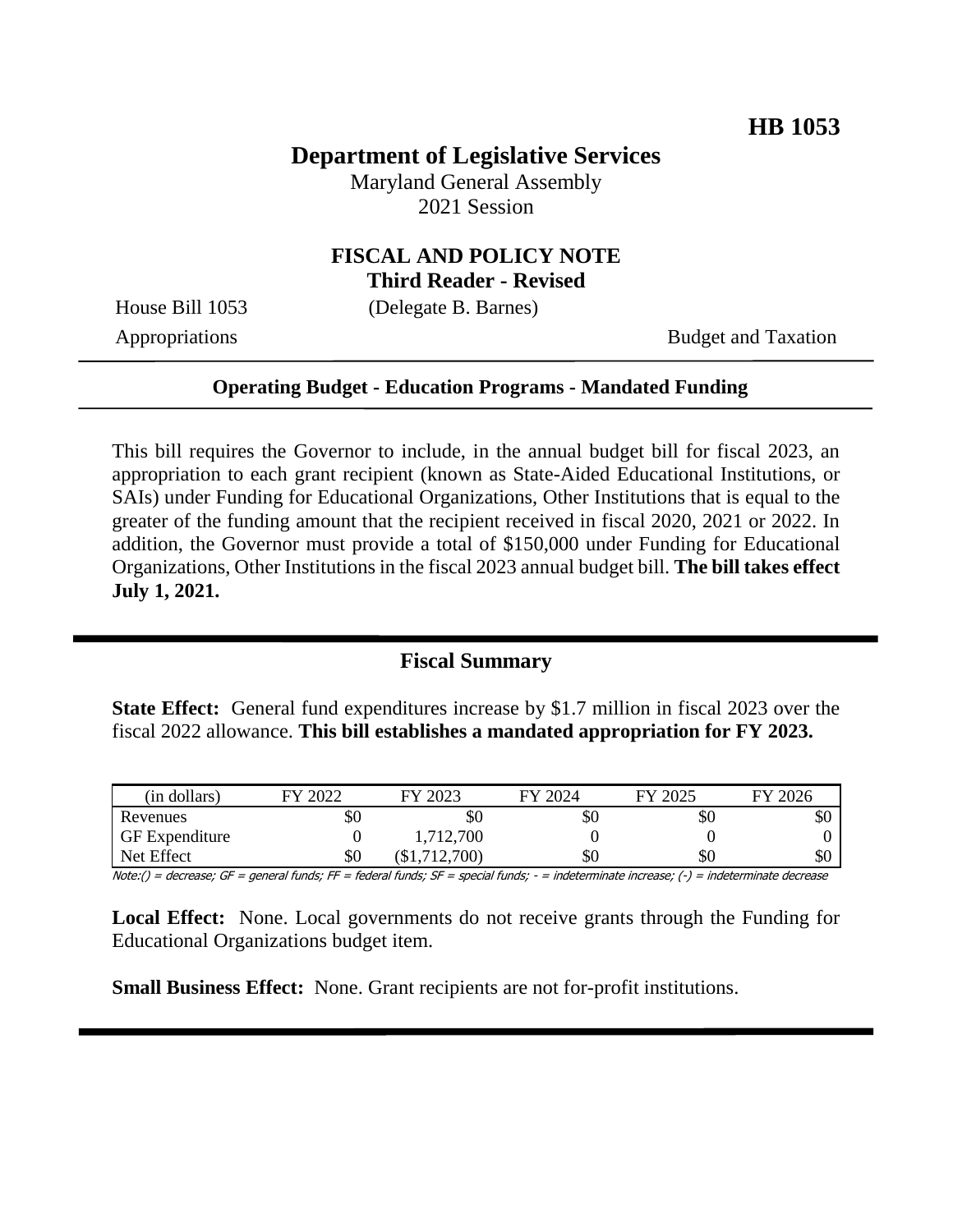**HB 1053**

# Department of Legislative Services

Maryland General Assembly
2021 Session

## FISCAL AND POLICY NOTE
**Third Reader - Revised**

House Bill 1053 (Delegate B. Barnes)

Appropriations Budget and Taxation

---

**Operating Budget - Education Programs - Mandated Funding**

---

This bill requires the Governor to include, in the annual budget bill for fiscal 2023, an appropriation to each grant recipient (known as State-Aided Educational Institutions, or SAIs) under Funding for Educational Organizations, Other Institutions that is equal to the greater of the funding amount that the recipient received in fiscal 2020, 2021 or 2022. In addition, the Governor must provide a total of $150,000 under Funding for Educational Organizations, Other Institutions in the fiscal 2023 annual budget bill. **The bill takes effect July 1, 2021.**

---

## Fiscal Summary

**State Effect:** General fund expenditures increase by $1.7 million in fiscal 2023 over the fiscal 2022 allowance. **This bill establishes a mandated appropriation for FY 2023.**

| (in dollars) | FY 2022 | FY 2023 | FY 2024 | FY 2025 | FY 2026 |
|---|---|---|---|---|---|
| Revenues | $0 | $0 | $0 | $0 | $0 |
| GF Expenditure | 0 | 1,712,700 | 0 | 0 | 0 |
| Net Effect | $0 | ($1,712,700) | $0 | $0 | $0 |

Note:() = decrease; GF = general funds; FF = federal funds; SF = special funds; - = indeterminate increase; (-) = indeterminate decrease

**Local Effect:** None. Local governments do not receive grants through the Funding for Educational Organizations budget item.

**Small Business Effect:** None. Grant recipients are not for-profit institutions.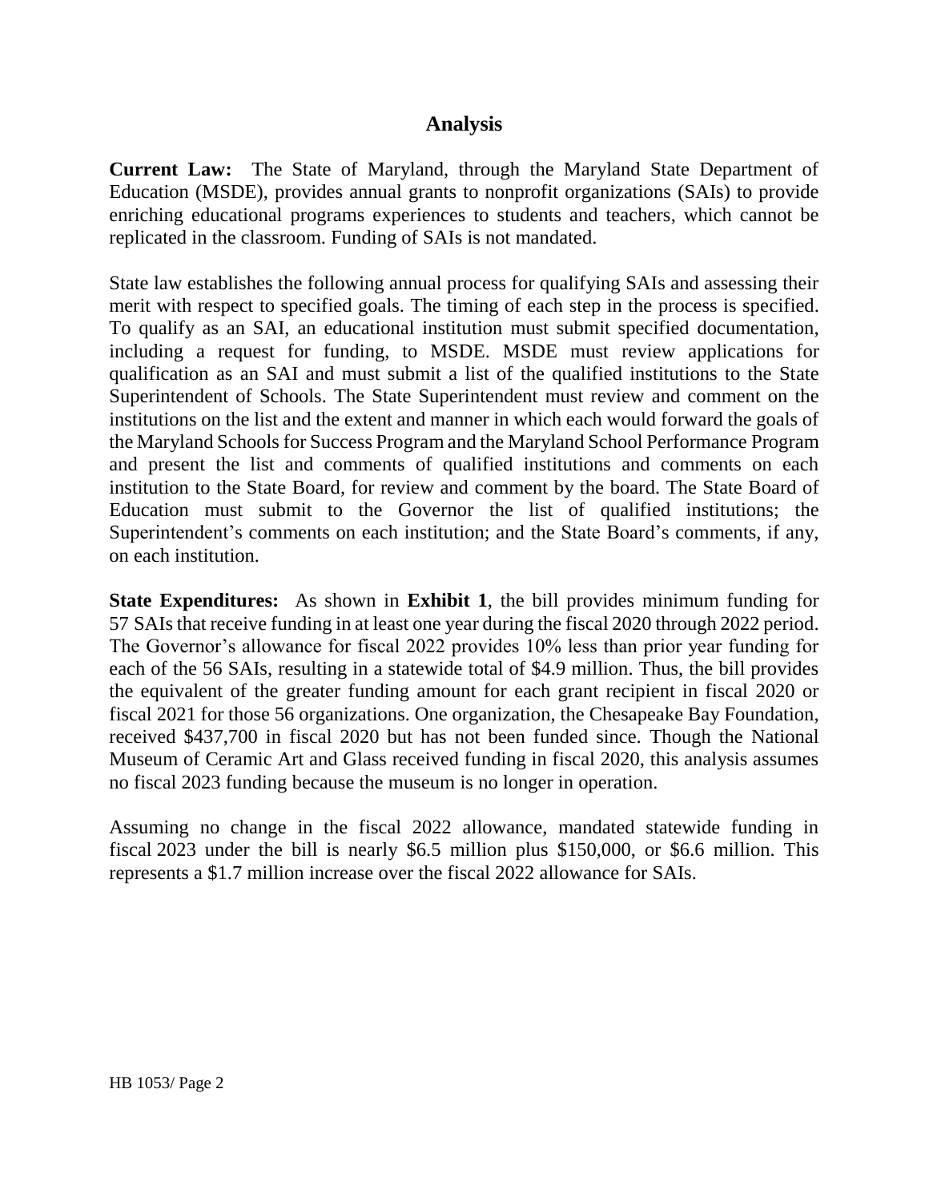## Analysis

**Current Law:** The State of Maryland, through the Maryland State Department of Education (MSDE), provides annual grants to nonprofit organizations (SAIs) to provide enriching educational programs experiences to students and teachers, which cannot be replicated in the classroom. Funding of SAIs is not mandated.

State law establishes the following annual process for qualifying SAIs and assessing their merit with respect to specified goals. The timing of each step in the process is specified. To qualify as an SAI, an educational institution must submit specified documentation, including a request for funding, to MSDE. MSDE must review applications for qualification as an SAI and must submit a list of the qualified institutions to the State Superintendent of Schools. The State Superintendent must review and comment on the institutions on the list and the extent and manner in which each would forward the goals of the Maryland Schools for Success Program and the Maryland School Performance Program and present the list and comments of qualified institutions and comments on each institution to the State Board, for review and comment by the board. The State Board of Education must submit to the Governor the list of qualified institutions; the Superintendent's comments on each institution; and the State Board's comments, if any, on each institution.

**State Expenditures:** As shown in **Exhibit 1**, the bill provides minimum funding for 57 SAIs that receive funding in at least one year during the fiscal 2020 through 2022 period. The Governor's allowance for fiscal 2022 provides 10% less than prior year funding for each of the 56 SAIs, resulting in a statewide total of $4.9 million. Thus, the bill provides the equivalent of the greater funding amount for each grant recipient in fiscal 2020 or fiscal 2021 for those 56 organizations. One organization, the Chesapeake Bay Foundation, received $437,700 in fiscal 2020 but has not been funded since. Though the National Museum of Ceramic Art and Glass received funding in fiscal 2020, this analysis assumes no fiscal 2023 funding because the museum is no longer in operation.

Assuming no change in the fiscal 2022 allowance, mandated statewide funding in fiscal 2023 under the bill is nearly $6.5 million plus $150,000, or $6.6 million. This represents a $1.7 million increase over the fiscal 2022 allowance for SAIs.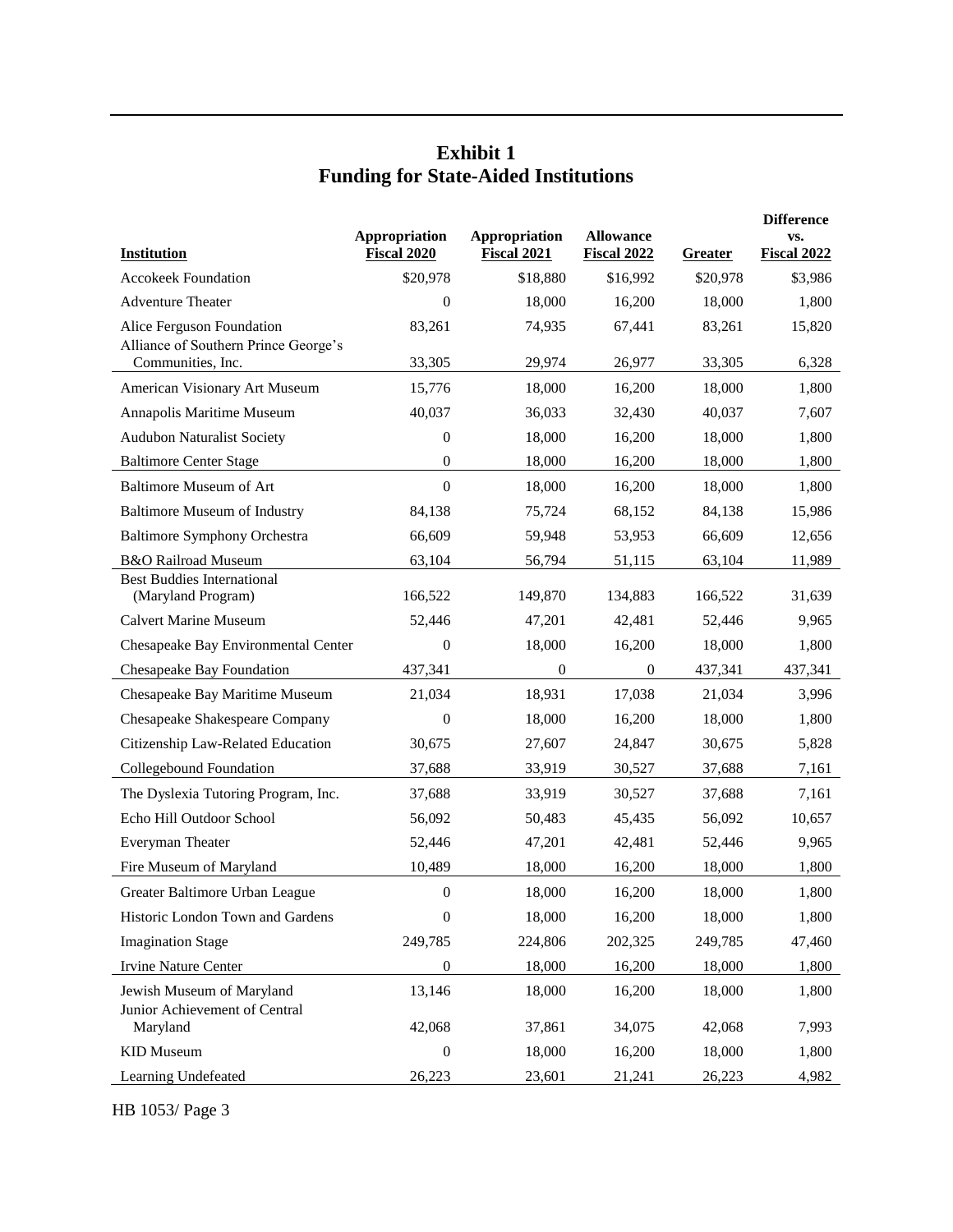## Exhibit 1
## Funding for State-Aided Institutions

| Institution | Appropriation Fiscal 2020 | Appropriation Fiscal 2021 | Allowance Fiscal 2022 | Greater | Difference vs. Fiscal 2022 |
|---|---|---|---|---|---|
| Accokeek Foundation | $20,978 | $18,880 | $16,992 | $20,978 | $3,986 |
| Adventure Theater | 0 | 18,000 | 16,200 | 18,000 | 1,800 |
| Alice Ferguson Foundation | 83,261 | 74,935 | 67,441 | 83,261 | 15,820 |
| Alliance of Southern Prince George's Communities, Inc. | 33,305 | 29,974 | 26,977 | 33,305 | 6,328 |
| American Visionary Art Museum | 15,776 | 18,000 | 16,200 | 18,000 | 1,800 |
| Annapolis Maritime Museum | 40,037 | 36,033 | 32,430 | 40,037 | 7,607 |
| Audubon Naturalist Society | 0 | 18,000 | 16,200 | 18,000 | 1,800 |
| Baltimore Center Stage | 0 | 18,000 | 16,200 | 18,000 | 1,800 |
| Baltimore Museum of Art | 0 | 18,000 | 16,200 | 18,000 | 1,800 |
| Baltimore Museum of Industry | 84,138 | 75,724 | 68,152 | 84,138 | 15,986 |
| Baltimore Symphony Orchestra | 66,609 | 59,948 | 53,953 | 66,609 | 12,656 |
| B&O Railroad Museum | 63,104 | 56,794 | 51,115 | 63,104 | 11,989 |
| Best Buddies International (Maryland Program) | 166,522 | 149,870 | 134,883 | 166,522 | 31,639 |
| Calvert Marine Museum | 52,446 | 47,201 | 42,481 | 52,446 | 9,965 |
| Chesapeake Bay Environmental Center | 0 | 18,000 | 16,200 | 18,000 | 1,800 |
| Chesapeake Bay Foundation | 437,341 | 0 | 0 | 437,341 | 437,341 |
| Chesapeake Bay Maritime Museum | 21,034 | 18,931 | 17,038 | 21,034 | 3,996 |
| Chesapeake Shakespeare Company | 0 | 18,000 | 16,200 | 18,000 | 1,800 |
| Citizenship Law-Related Education | 30,675 | 27,607 | 24,847 | 30,675 | 5,828 |
| Collegebound Foundation | 37,688 | 33,919 | 30,527 | 37,688 | 7,161 |
| The Dyslexia Tutoring Program, Inc. | 37,688 | 33,919 | 30,527 | 37,688 | 7,161 |
| Echo Hill Outdoor School | 56,092 | 50,483 | 45,435 | 56,092 | 10,657 |
| Everyman Theater | 52,446 | 47,201 | 42,481 | 52,446 | 9,965 |
| Fire Museum of Maryland | 10,489 | 18,000 | 16,200 | 18,000 | 1,800 |
| Greater Baltimore Urban League | 0 | 18,000 | 16,200 | 18,000 | 1,800 |
| Historic London Town and Gardens | 0 | 18,000 | 16,200 | 18,000 | 1,800 |
| Imagination Stage | 249,785 | 224,806 | 202,325 | 249,785 | 47,460 |
| Irvine Nature Center | 0 | 18,000 | 16,200 | 18,000 | 1,800 |
| Jewish Museum of Maryland | 13,146 | 18,000 | 16,200 | 18,000 | 1,800 |
| Junior Achievement of Central Maryland | 42,068 | 37,861 | 34,075 | 42,068 | 7,993 |
| KID Museum | 0 | 18,000 | 16,200 | 18,000 | 1,800 |
| Learning Undefeated | 26,223 | 23,601 | 21,241 | 26,223 | 4,982 |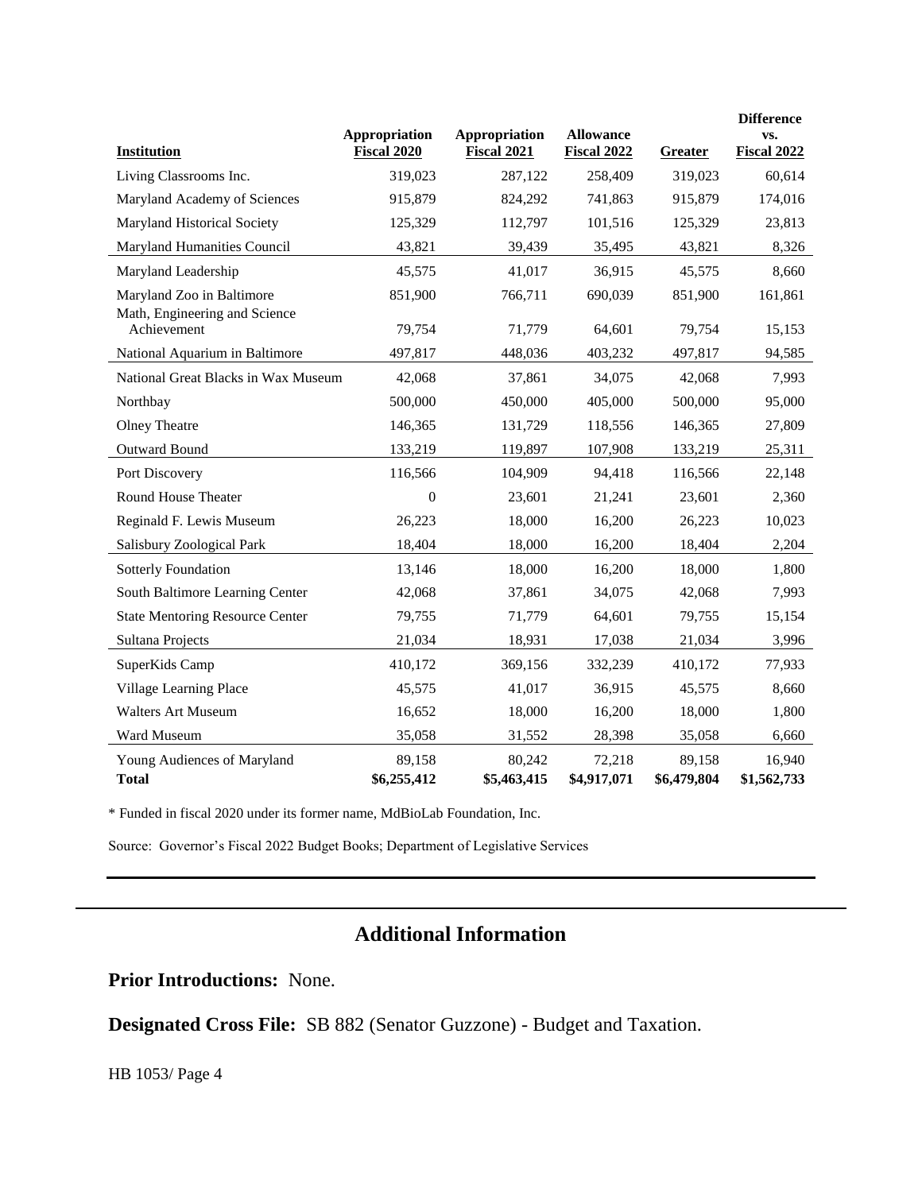| Institution | Appropriation Fiscal 2020 | Appropriation Fiscal 2021 | Allowance Fiscal 2022 | Greater | Difference vs. Fiscal 2022 |
|---|---|---|---|---|---|
| Living Classrooms Inc. | 319,023 | 287,122 | 258,409 | 319,023 | 60,614 |
| Maryland Academy of Sciences | 915,879 | 824,292 | 741,863 | 915,879 | 174,016 |
| Maryland Historical Society | 125,329 | 112,797 | 101,516 | 125,329 | 23,813 |
| Maryland Humanities Council | 43,821 | 39,439 | 35,495 | 43,821 | 8,326 |
| Maryland Leadership | 45,575 | 41,017 | 36,915 | 45,575 | 8,660 |
| Maryland Zoo in Baltimore | 851,900 | 766,711 | 690,039 | 851,900 | 161,861 |
| Math, Engineering and Science Achievement | 79,754 | 71,779 | 64,601 | 79,754 | 15,153 |
| National Aquarium in Baltimore | 497,817 | 448,036 | 403,232 | 497,817 | 94,585 |
| National Great Blacks in Wax Museum | 42,068 | 37,861 | 34,075 | 42,068 | 7,993 |
| Northbay | 500,000 | 450,000 | 405,000 | 500,000 | 95,000 |
| Olney Theatre | 146,365 | 131,729 | 118,556 | 146,365 | 27,809 |
| Outward Bound | 133,219 | 119,897 | 107,908 | 133,219 | 25,311 |
| Port Discovery | 116,566 | 104,909 | 94,418 | 116,566 | 22,148 |
| Round House Theater | 0 | 23,601 | 21,241 | 23,601 | 2,360 |
| Reginald F. Lewis Museum | 26,223 | 18,000 | 16,200 | 26,223 | 10,023 |
| Salisbury Zoological Park | 18,404 | 18,000 | 16,200 | 18,404 | 2,204 |
| Sotterly Foundation | 13,146 | 18,000 | 16,200 | 18,000 | 1,800 |
| South Baltimore Learning Center | 42,068 | 37,861 | 34,075 | 42,068 | 7,993 |
| State Mentoring Resource Center | 79,755 | 71,779 | 64,601 | 79,755 | 15,154 |
| Sultana Projects | 21,034 | 18,931 | 17,038 | 21,034 | 3,996 |
| SuperKids Camp | 410,172 | 369,156 | 332,239 | 410,172 | 77,933 |
| Village Learning Place | 45,575 | 41,017 | 36,915 | 45,575 | 8,660 |
| Walters Art Museum | 16,652 | 18,000 | 16,200 | 18,000 | 1,800 |
| Ward Museum | 35,058 | 31,552 | 28,398 | 35,058 | 6,660 |
| Young Audiences of Maryland | 89,158 | 80,242 | 72,218 | 89,158 | 16,940 |
| **Total** | **$6,255,412** | **$5,463,415** | **$4,917,071** | **$6,479,804** | **$1,562,733** |

* Funded in fiscal 2020 under its former name, MdBioLab Foundation, Inc.

Source: Governor's Fiscal 2022 Budget Books; Department of Legislative Services

## Additional Information

**Prior Introductions:** None.

**Designated Cross File:** SB 882 (Senator Guzzone) - Budget and Taxation.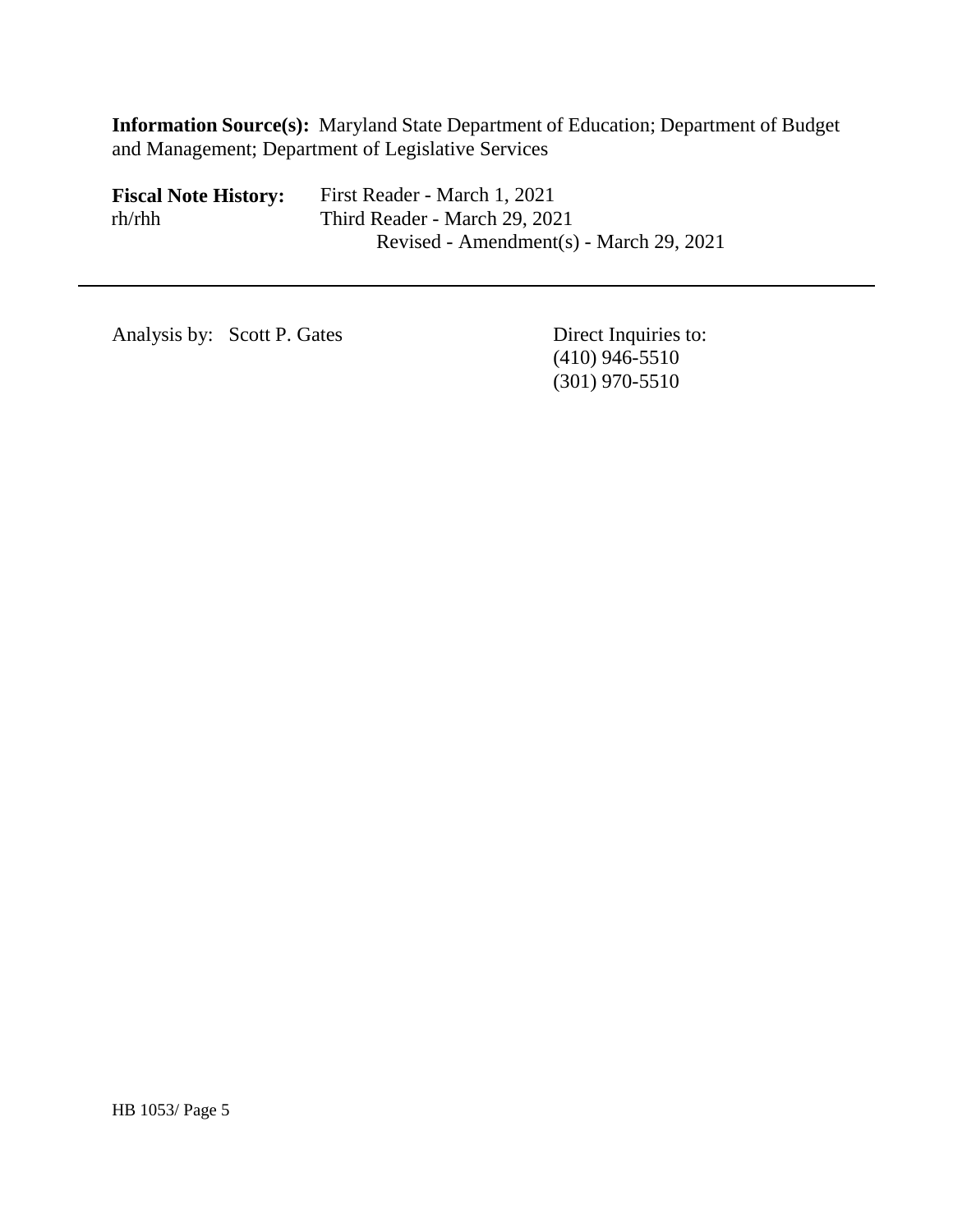**Information Source(s):** Maryland State Department of Education; Department of Budget and Management; Department of Legislative Services

**Fiscal Note History:** First Reader - March 1, 2021
rh/rhh Third Reader - March 29, 2021
Revised - Amendment(s) - March 29, 2021

---

Analysis by: Scott P. Gates

Direct Inquiries to:
(410) 946-5510
(301) 970-5510